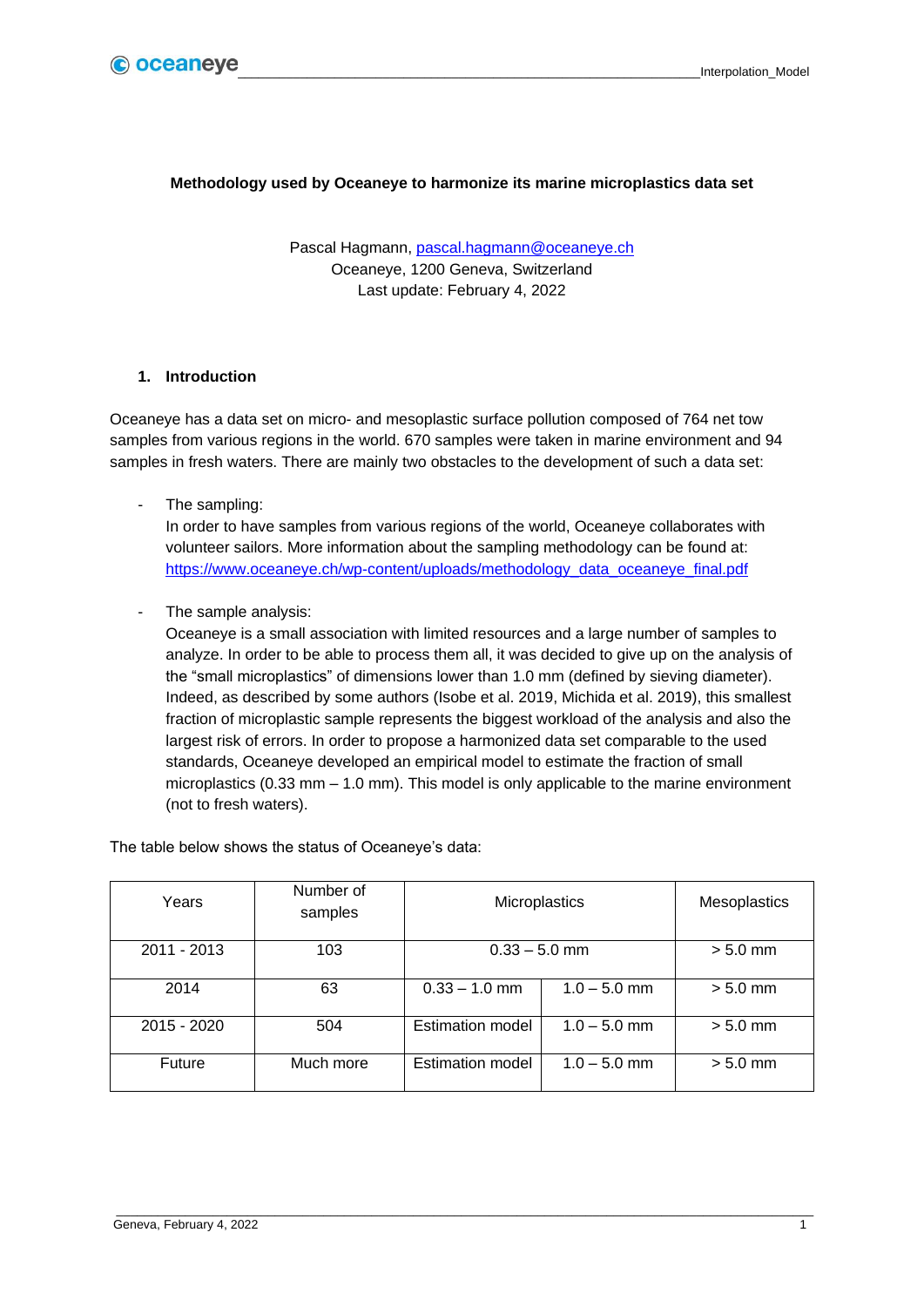# Methodology used by Oceaneye to harmonize its marine microplastics data set

Pascal Hagmann, pascal.hagmann@oceaneye.ch
Oceaneye, 1200 Geneva, Switzerland
Last update: February 4, 2022

## 1. Introduction

Oceaneye has a data set on micro- and mesoplastic surface pollution composed of 764 net tow samples from various regions in the world. 670 samples were taken in marine environment and 94 samples in fresh waters. There are mainly two obstacles to the development of such a data set:

- The sampling:
  In order to have samples from various regions of the world, Oceaneye collaborates with volunteer sailors. More information about the sampling methodology can be found at: https://www.oceaneye.ch/wp-content/uploads/methodology_data_oceaneye_final.pdf

- The sample analysis:
  Oceaneye is a small association with limited resources and a large number of samples to analyze. In order to be able to process them all, it was decided to give up on the analysis of the "small microplastics" of dimensions lower than 1.0 mm (defined by sieving diameter). Indeed, as described by some authors (Isobe et al. 2019, Michida et al. 2019), this smallest fraction of microplastic sample represents the biggest workload of the analysis and also the largest risk of errors. In order to propose a harmonized data set comparable to the used standards, Oceaneye developed an empirical model to estimate the fraction of small microplastics (0.33 mm – 1.0 mm). This model is only applicable to the marine environment (not to fresh waters).

The table below shows the status of Oceaneye's data:

| Years | Number of samples | Microplastics | | Mesoplastics |
|---|---|---|---|---|
| 2011 - 2013 | 103 | 0.33 – 5.0 mm | | > 5.0 mm |
| 2014 | 63 | 0.33 – 1.0 mm | 1.0 – 5.0 mm | > 5.0 mm |
| 2015 - 2020 | 504 | Estimation model | 1.0 – 5.0 mm | > 5.0 mm |
| Future | Much more | Estimation model | 1.0 – 5.0 mm | > 5.0 mm |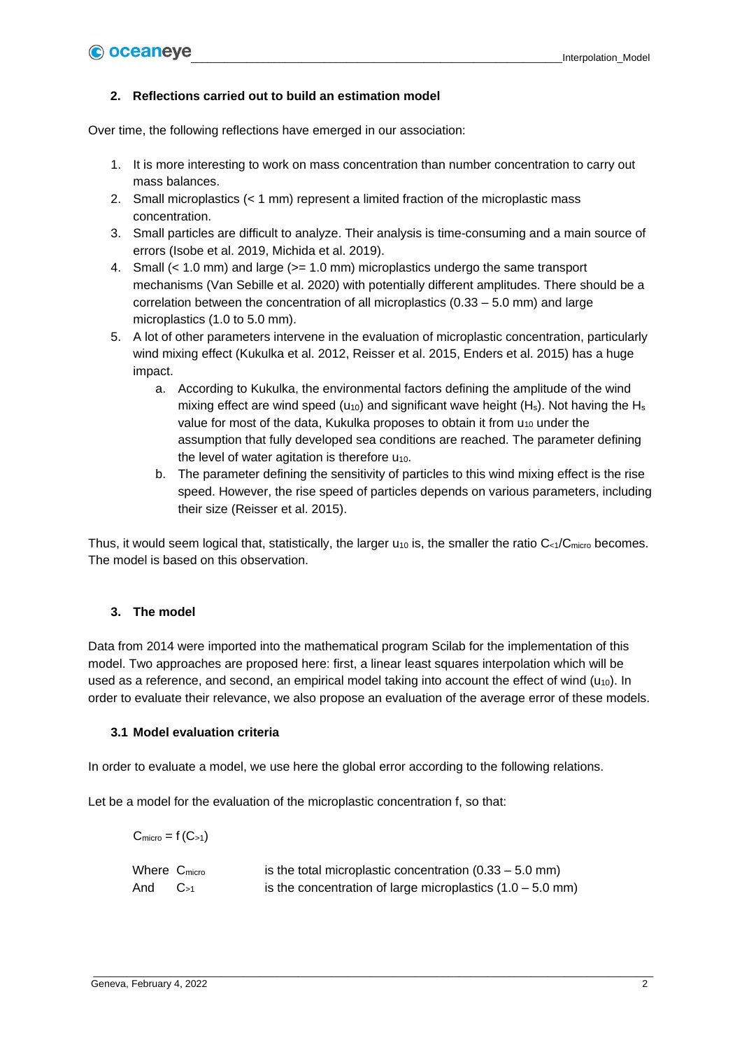## 2. Reflections carried out to build an estimation model

Over time, the following reflections have emerged in our association:

1. It is more interesting to work on mass concentration than number concentration to carry out mass balances.
2. Small microplastics (< 1 mm) represent a limited fraction of the microplastic mass concentration.
3. Small particles are difficult to analyze. Their analysis is time-consuming and a main source of errors (Isobe et al. 2019, Michida et al. 2019).
4. Small (< 1.0 mm) and large (>= 1.0 mm) microplastics undergo the same transport mechanisms (Van Sebille et al. 2020) with potentially different amplitudes. There should be a correlation between the concentration of all microplastics (0.33 – 5.0 mm) and large microplastics (1.0 to 5.0 mm).
5. A lot of other parameters intervene in the evaluation of microplastic concentration, particularly wind mixing effect (Kukulka et al. 2012, Reisser et al. 2015, Enders et al. 2015) has a huge impact.
   a. According to Kukulka, the environmental factors defining the amplitude of the wind mixing effect are wind speed ($u_{10}$) and significant wave height ($H_s$). Not having the $H_s$ value for most of the data, Kukulka proposes to obtain it from $u_{10}$ under the assumption that fully developed sea conditions are reached. The parameter defining the level of water agitation is therefore $u_{10}$.
   b. The parameter defining the sensitivity of particles to this wind mixing effect is the rise speed. However, the rise speed of particles depends on various parameters, including their size (Reisser et al. 2015).

Thus, it would seem logical that, statistically, the larger $u_{10}$ is, the smaller the ratio $C_{<1}/C_{micro}$ becomes. The model is based on this observation.

## 3. The model

Data from 2014 were imported into the mathematical program Scilab for the implementation of this model. Two approaches are proposed here: first, a linear least squares interpolation which will be used as a reference, and second, an empirical model taking into account the effect of wind ($u_{10}$). In order to evaluate their relevance, we also propose an evaluation of the average error of these models.

### 3.1 Model evaluation criteria

In order to evaluate a model, we use here the global error according to the following relations.

Let be a model for the evaluation of the microplastic concentration f, so that:

$$C_{micro} = f(C_{>1})$$

Where $C_{micro}$ is the total microplastic concentration (0.33 – 5.0 mm)

And $C_{>1}$ is the concentration of large microplastics (1.0 – 5.0 mm)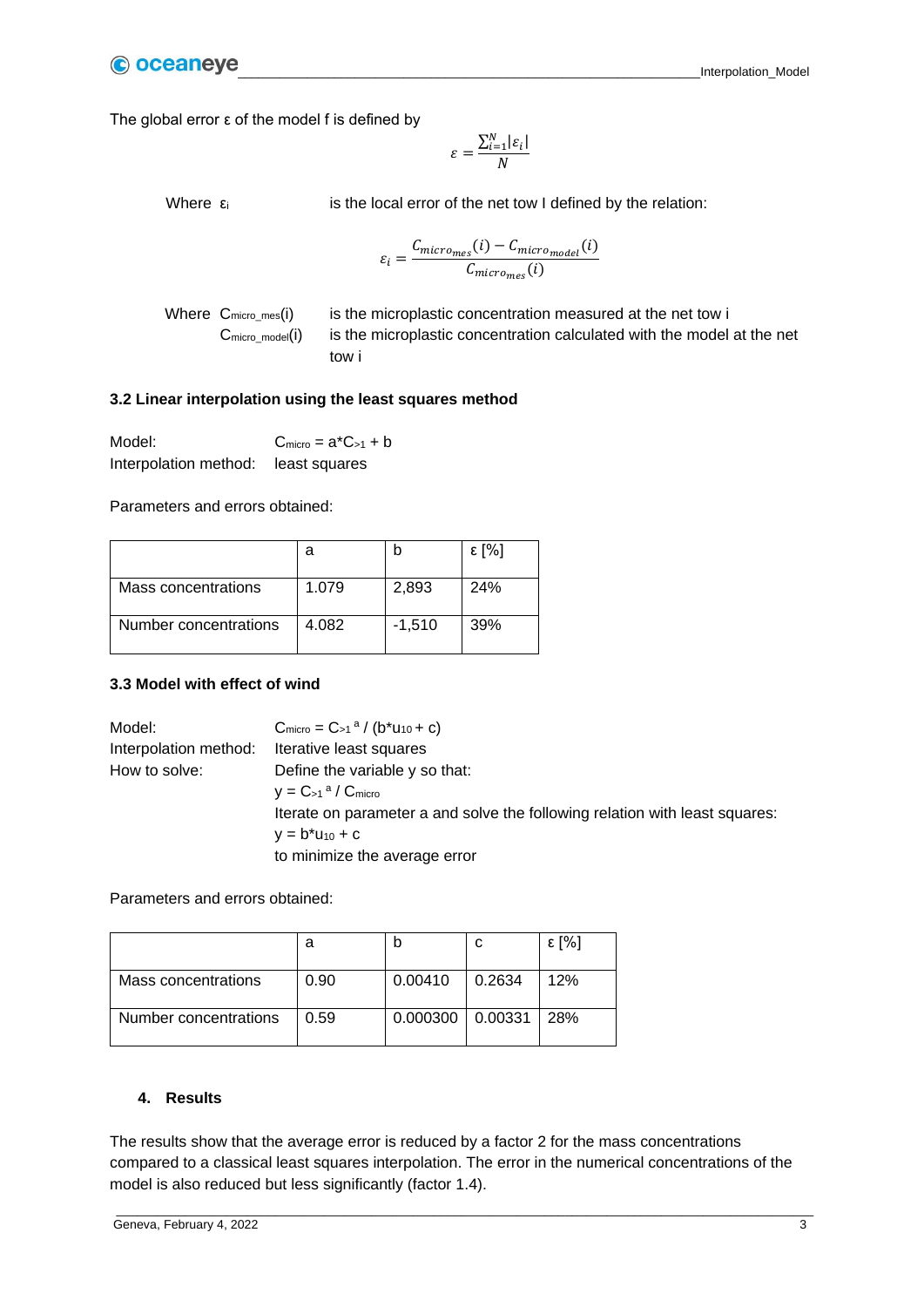The global error ε of the model f is defined by

$$\varepsilon = \frac{\sum_{i=1}^{N} |\varepsilon_i|}{N}$$

Where $\varepsilon_i$ is the local error of the net tow I defined by the relation:

$$\varepsilon_i = \frac{C_{micro_{mes}}(i) - C_{micro_{model}}(i)}{C_{micro_{mes}}(i)}$$

Where $C_{micro\_mes}(i)$ is the microplastic concentration measured at the net tow i

$C_{micro\_model}(i)$ is the microplastic concentration calculated with the model at the net tow i

### 3.2 Linear interpolation using the least squares method

Model: $C_{micro} = a*C_{>1} + b$

Interpolation method: least squares

Parameters and errors obtained:

| | a | b | ε [%] |
|---|---|---|---|
| Mass concentrations | 1.079 | 2,893 | 24% |
| Number concentrations | 4.082 | -1,510 | 39% |

### 3.3 Model with effect of wind

Model: $C_{micro} = C_{>1}{}^{a} / (b*u_{10} + c)$

Interpolation method: Iterative least squares

How to solve: Define the variable y so that:

$y = C_{>1}{}^{a} / C_{micro}$

Iterate on parameter a and solve the following relation with least squares:

$y = b*u_{10} + c$

to minimize the average error

Parameters and errors obtained:

| | a | b | c | ε [%] |
|---|---|---|---|---|
| Mass concentrations | 0.90 | 0.00410 | 0.2634 | 12% |
| Number concentrations | 0.59 | 0.000300 | 0.00331 | 28% |

## 4. Results

The results show that the average error is reduced by a factor 2 for the mass concentrations compared to a classical least squares interpolation. The error in the numerical concentrations of the model is also reduced but less significantly (factor 1.4).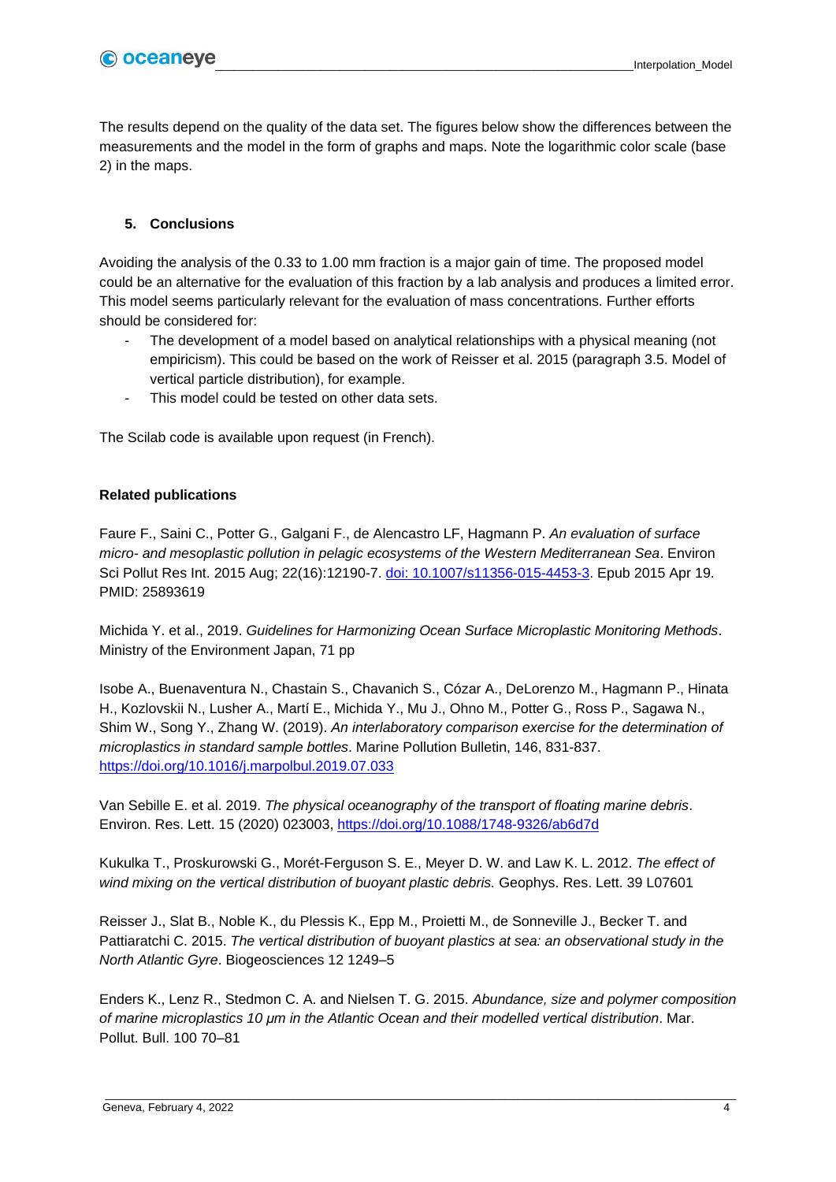The results depend on the quality of the data set. The figures below show the differences between the measurements and the model in the form of graphs and maps. Note the logarithmic color scale (base 2) in the maps.

## 5. Conclusions

Avoiding the analysis of the 0.33 to 1.00 mm fraction is a major gain of time. The proposed model could be an alternative for the evaluation of this fraction by a lab analysis and produces a limited error. This model seems particularly relevant for the evaluation of mass concentrations. Further efforts should be considered for:

- The development of a model based on analytical relationships with a physical meaning (not empiricism). This could be based on the work of Reisser et al. 2015 (paragraph 3.5. Model of vertical particle distribution), for example.
- This model could be tested on other data sets.

The Scilab code is available upon request (in French).

**Related publications**

Faure F., Saini C., Potter G., Galgani F., de Alencastro LF, Hagmann P. *An evaluation of surface micro- and mesoplastic pollution in pelagic ecosystems of the Western Mediterranean Sea*. Environ Sci Pollut Res Int. 2015 Aug; 22(16):12190-7. [doi: 10.1007/s11356-015-4453-3](https://doi.org/10.1007/s11356-015-4453-3). Epub 2015 Apr 19. PMID: 25893619

Michida Y. et al., 2019. *Guidelines for Harmonizing Ocean Surface Microplastic Monitoring Methods*. Ministry of the Environment Japan, 71 pp

Isobe A., Buenaventura N., Chastain S., Chavanich S., Cózar A., DeLorenzo M., Hagmann P., Hinata H., Kozlovskii N., Lusher A., Martí E., Michida Y., Mu J., Ohno M., Potter G., Ross P., Sagawa N., Shim W., Song Y., Zhang W. (2019). *An interlaboratory comparison exercise for the determination of microplastics in standard sample bottles*. Marine Pollution Bulletin, 146, 831-837. https://doi.org/10.1016/j.marpolbul.2019.07.033

Van Sebille E. et al. 2019. *The physical oceanography of the transport of floating marine debris*. Environ. Res. Lett. 15 (2020) 023003, https://doi.org/10.1088/1748-9326/ab6d7d

Kukulka T., Proskurowski G., Morét-Ferguson S. E., Meyer D. W. and Law K. L. 2012. *The effect of wind mixing on the vertical distribution of buoyant plastic debris.* Geophys. Res. Lett. 39 L07601

Reisser J., Slat B., Noble K., du Plessis K., Epp M., Proietti M., de Sonneville J., Becker T. and Pattiaratchi C. 2015. *The vertical distribution of buoyant plastics at sea: an observational study in the North Atlantic Gyre*. Biogeosciences 12 1249–5

Enders K., Lenz R., Stedmon C. A. and Nielsen T. G. 2015. *Abundance, size and polymer composition of marine microplastics 10 μm in the Atlantic Ocean and their modelled vertical distribution*. Mar. Pollut. Bull. 100 70–81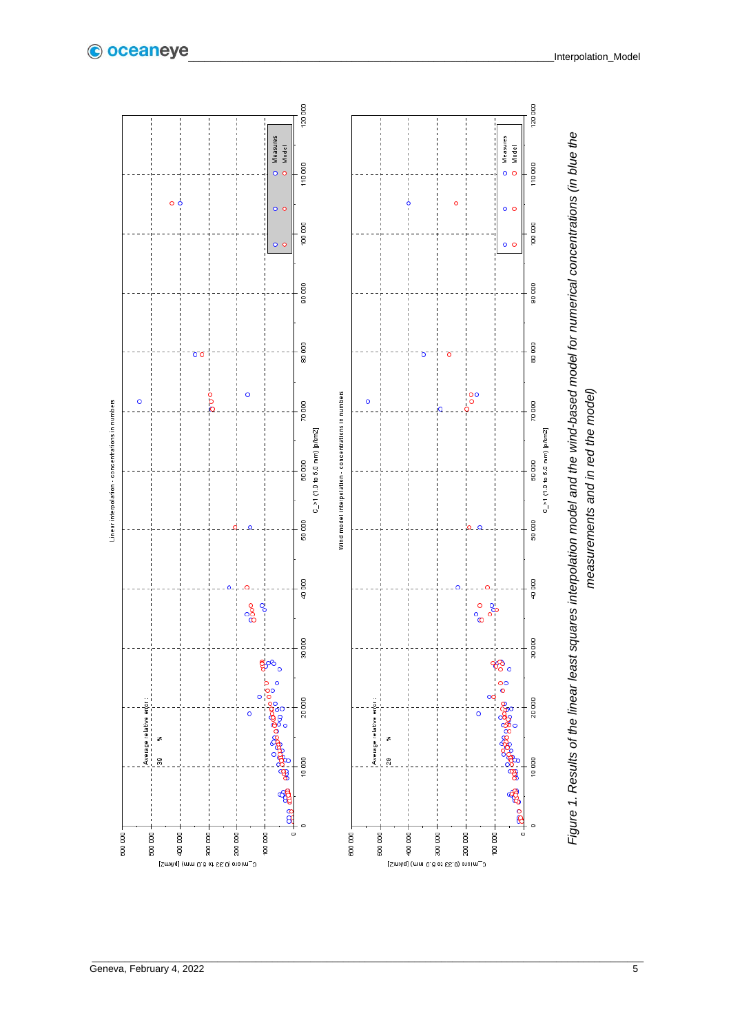Linear interpolation - concentrations in numbers

Average relative error :

39 %

Wind model interpolation - concentrations in numbers

Average relative error :

28 %

*Figure 1. Results of the linear least squares interpolation model and the wind-based model for numerical concentrations (in blue the measurements and in red the model)*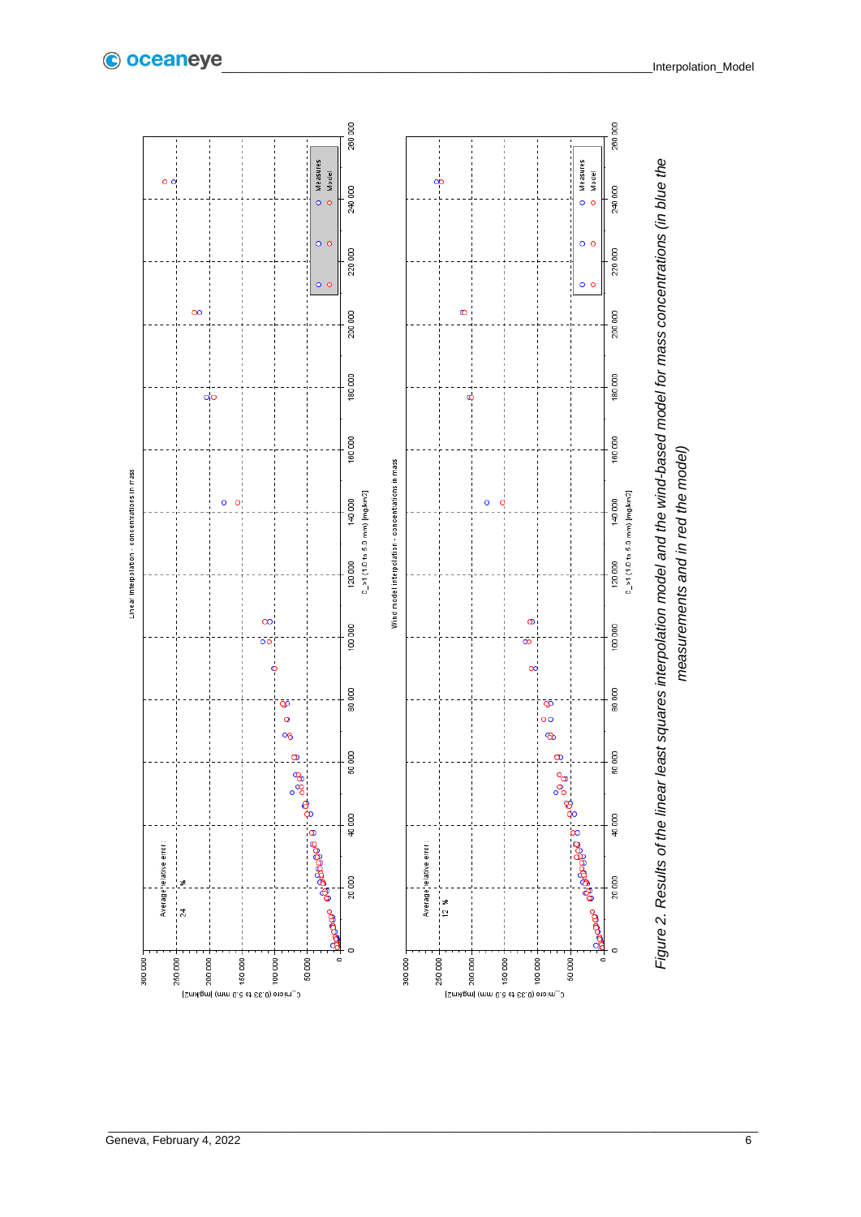Linear interpolation - concentrations in mass

Average relative error: 24 %

Wind model interpolation - concentrations in mass

Average relative error: 12 %

*Figure 2. Results of the linear least squares interpolation model and the wind-based model for mass concentrations (in blue the measurements and in red the model)*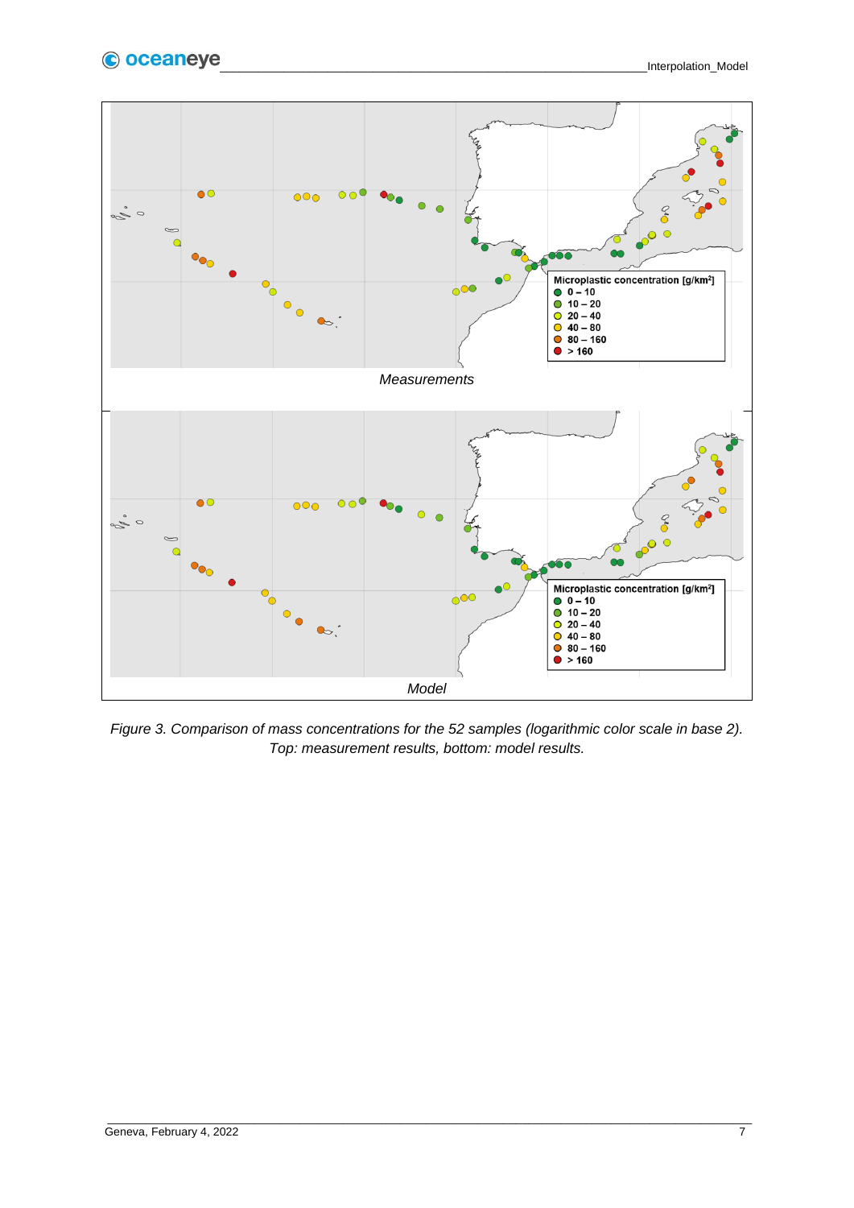Microplastic concentration [g/km²]
0 – 10
10 – 20
20 – 40
40 – 80
80 – 160
> 160

*Measurements*

Microplastic concentration [g/km²]
0 – 10
10 – 20
20 – 40
40 – 80
80 – 160
> 160

*Model*

*Figure 3. Comparison of mass concentrations for the 52 samples (logarithmic color scale in base 2). Top: measurement results, bottom: model results.*